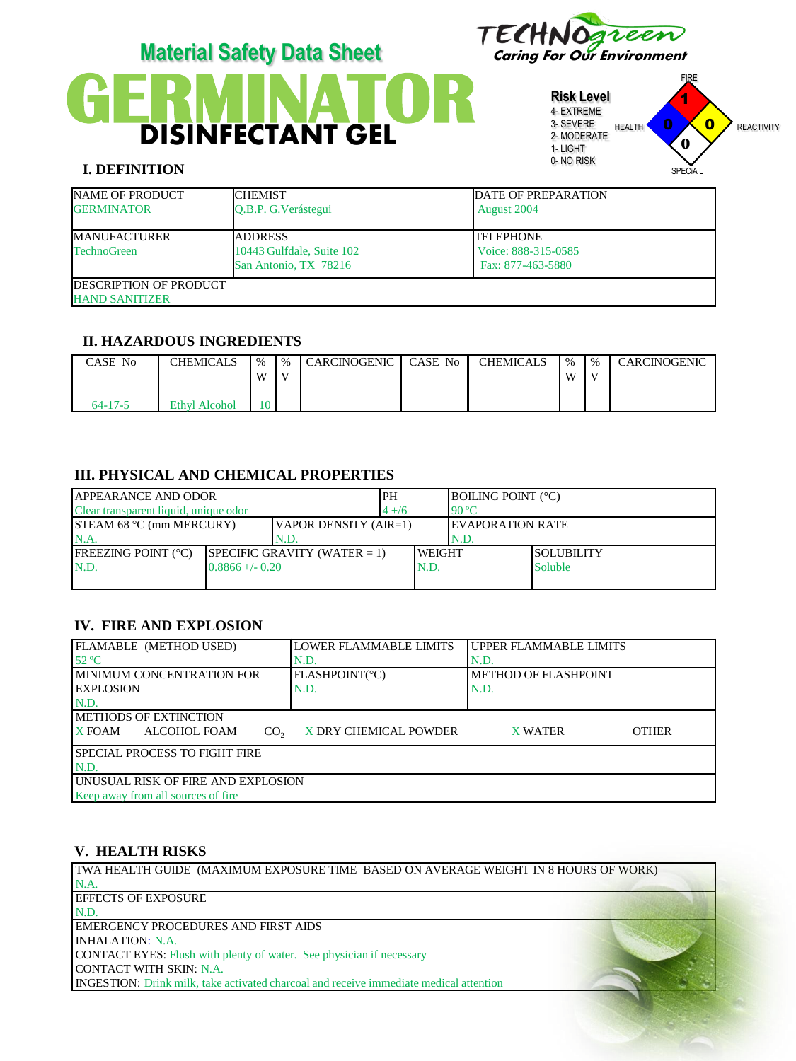# Material Safety Data Sheet

# GERMINATOR

## DISINFECTANT GEL

TECHNOgreen
Caring For Our Environment

**Risk Level**
4- EXTREME
3- SEVERE
2- MODERATE
1- LIGHT
0- NO RISK

FIRE: 1
HEALTH: 0
REACTIVITY: 0
SPECIAL: 0

## I. DEFINITION

| NAME OF PRODUCT | CHEMIST | DATE OF PREPARATION |
|---|---|---|
| GERMINATOR | Q.B.P. G.Verástegui | August 2004 |
| MANUFACTURER<br>TechnoGreen | ADDRESS<br>10443 Gulfdale, Suite 102<br>San Antonio, TX 78216 | TELEPHONE<br>Voice: 888-315-0585<br>Fax: 877-463-5880 |
| DESCRIPTION OF PRODUCT<br>HAND SANITIZER | | |

## II. HAZARDOUS INGREDIENTS

| CASE No | CHEMICALS | % W | % V | CARCINOGENIC | CASE No | CHEMICALS | % W | % V | CARCINOGENIC |
|---|---|---|---|---|---|---|---|---|---|
| 64-17-5 | Ethyl Alcohol | 10 | | | | | | | |

## III. PHYSICAL AND CHEMICAL PROPERTIES

| APPEARANCE AND ODOR | | PH | BOILING POINT (°C) |
|---|---|---|---|
| Clear transparent liquid, unique odor | | 4 +/6 | 90 °C |
| STEAM 68 °C (mm MERCURY)<br>N.A. | VAPOR DENSITY (AIR=1)<br>N.D. | | EVAPORATION RATE<br>N.D. |
| FREEZING POINT (°C)<br>N.D. | SPECIFIC GRAVITY (WATER = 1)<br>0.8866 +/- 0.20 | WEIGHT<br>N.D. | SOLUBILITY<br>Soluble |

## IV. FIRE AND EXPLOSION

| FLAMABLE (METHOD USED) | LOWER FLAMMABLE LIMITS | UPPER FLAMMABLE LIMITS |
|---|---|---|
| 52 °C | N.D. | N.D. |
| MINIMUM CONCENTRATION FOR EXPLOSION<br>N.D. | FLASHPOINT(°C)<br>N.D. | METHOD OF FLASHPOINT<br>N.D. |

METHODS OF EXTINCTION
X FOAM   ALCOHOL FOAM   $CO_2$   X DRY CHEMICAL POWDER   X WATER   OTHER

SPECIAL PROCESS TO FIGHT FIRE
N.D.

UNUSUAL RISK OF FIRE AND EXPLOSION
Keep away from all sources of fire

## V. HEALTH RISKS

TWA HEALTH GUIDE (MAXIMUM EXPOSURE TIME BASED ON AVERAGE WEIGHT IN 8 HOURS OF WORK)
N.A.

EFFECTS OF EXPOSURE
N.D.

EMERGENCY PROCEDURES AND FIRST AIDS
INHALATION: N.A.
CONTACT EYES: Flush with plenty of water. See physician if necessary
CONTACT WITH SKIN: N.A.
INGESTION: Drink milk, take activated charcoal and receive immediate medical attention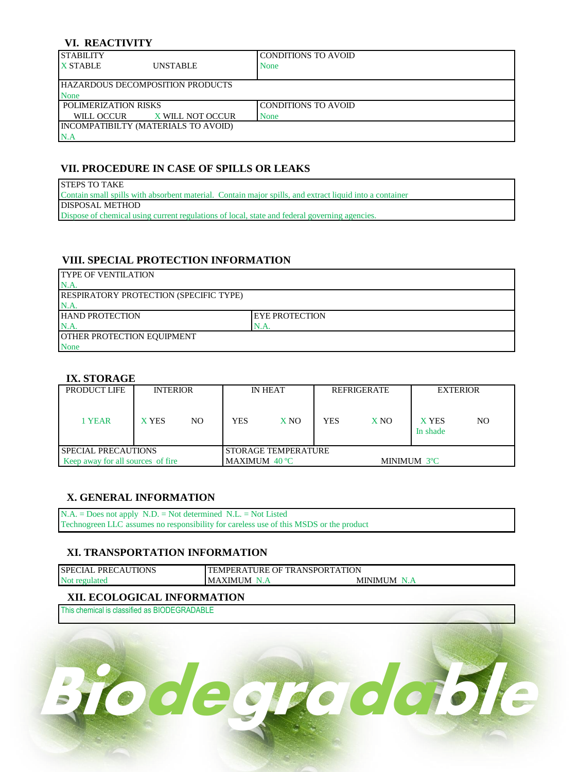## VI. REACTIVITY

| | | |
|---|---|---|
| STABILITY<br>X STABLE UNSTABLE | | CONDITIONS TO AVOID<br>None |
| HAZARDOUS DECOMPOSITION PRODUCTS<br>None | | |
| POLIMERIZATION RISKS<br>WILL OCCUR X WILL NOT OCCUR | | CONDITIONS TO AVOID<br>None |
| INCOMPATIBILTY (MATERIALS TO AVOID)<br>N.A | | |

## VII. PROCEDURE IN CASE OF SPILLS OR LEAKS

| |
|---|
| STEPS TO TAKE<br>Contain small spills with absorbent material. Contain major spills, and extract liquid into a container |
| DISPOSAL METHOD<br>Dispose of chemical using current regulations of local, state and federal governing agencies. |

## VIII. SPECIAL PROTECTION INFORMATION

| | |
|---|---|
| TYPE OF VENTILATION<br>N.A. | |
| RESPIRATORY PROTECTION (SPECIFIC TYPE)<br>N.A. | |
| HAND PROTECTION<br>N.A. | EYE PROTECTION<br>N.A. |
| OTHER PROTECTION EQUIPMENT<br>None | |

## IX. STORAGE

| PRODUCT LIFE | INTERIOR | | IN HEAT | | REFRIGERATE | | EXTERIOR | |
|---|---|---|---|---|---|---|---|---|
| 1 YEAR | X YES | NO | YES | X NO | YES | X NO | X YES<br>In shade | NO |
| SPECIAL PRECAUTIONS<br>Keep away for all sources of fire | | | STORAGE TEMPERATURE<br>MAXIMUM 40 °C | | | | MINIMUM 3ºC | |

## X. GENERAL INFORMATION

N.A. = Does not apply N.D. = Not determined N.L. = Not Listed
Technogreen LLC assumes no responsibility for careless use of this MSDS or the product

## XI. TRANSPORTATION INFORMATION

| SPECIAL PRECAUTIONS | TEMPERATURE OF TRANSPORTATION | |
|---|---|---|
| Not regulated | MAXIMUM N.A | MINIMUM N.A |

## XII. ECOLOGICAL INFORMATION

This chemical is classified as BIODEGRADABLE

Biodegradable